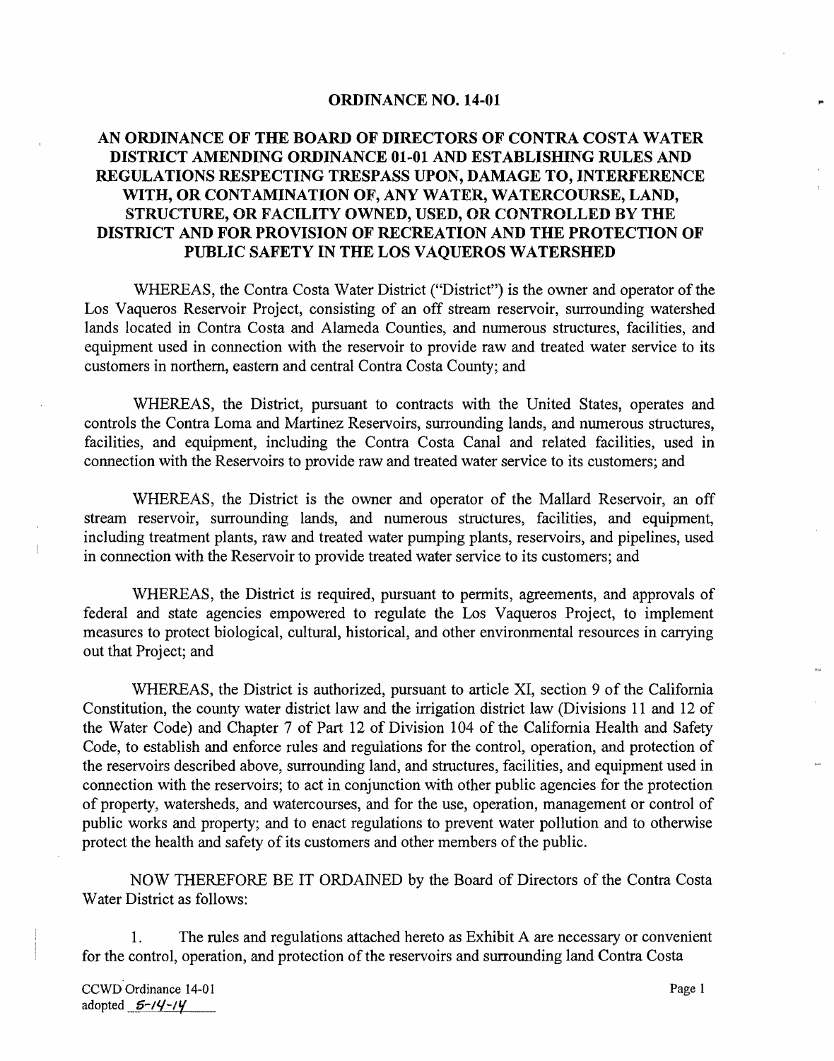# ORDINANCE NO. 14-01

## AN ORDINANCE OF THE BOARD OF DIRECTORS OF CONTRA COSTA WATER DISTRICT AMENDING ORDINANCE 01-01 AND ESTABLISHING RULES AND REGULATIONS RESPECTING TRESPASS UPON, DAMAGE TO, INTERFERENCE WITH, OR CONTAMINATION OF, ANY WATER, WATERCOURSE, LAND, STRUCTURE, OR FACILITY OWNED, USED, OR CONTROLLED BY THE DISTRICT AND FOR PROVISION OF RECREATION AND THE PROTECTION OF PUBLIC SAFETY IN THE LOS VAQUEROS WATERSHED

WHEREAS, the Contra Costa Water District ("District") is the owner and operator of the Los Vaqueros Reservoir Project, consisting of an off stream reservoir, surrounding watershed lands located in Contra Costa and Alameda Counties, and numerous structures, facilities, and equipment used in connection with the reservoir to provide raw and treated water service to its customers in northern, eastern and central Contra Costa County; and

WHEREAS, the District, pursuant to contracts with the United States, operates and controls the Contra Loma and Martinez Reservoirs, surrounding lands, and numerous structures, facilities, and equipment, including the Contra Costa Canal and related facilities, used in connection with the Reservoirs to provide raw and treated water service to its customers; and

WHEREAS, the District is the owner and operator of the Mallard Reservoir, an off stream reservoir, surrounding lands, and numerous structures, facilities, and equipment, including treatment plants, raw and treated water pumping plants, reservoirs, and pipelines, used in connection with the Reservoir to provide treated water service to its customers; and

WHEREAS, the District is required, pursuant to permits, agreements, and approvals of federal and state agencies empowered to regulate the Los Vaqueros Project, to implement measures to protect biological, cultural, historical, and other environmental resources in carrying out that Project; and

WHEREAS, the District is authorized, pursuant to article XI, section 9 of the California Constitution, the county water district law and the irrigation district law (Divisions 11 and 12 of the Water Code) and Chapter 7 of Part 12 of Division 104 of the California Health and Safety Code, to establish and enforce rules and regulations for the control, operation, and protection of the reservoirs described above, surrounding land, and structures, facilities, and equipment used in connection with the reservoirs; to act in conjunction with other public agencies for the protection of property, watersheds, and watercourses, and for the use, operation, management or control of public works and property; and to enact regulations to prevent water pollution and to otherwise protect the health and safety of its customers and other members of the public.

NOW THEREFORE BE IT ORDAINED by the Board of Directors of the Contra Costa Water District as follows:

1. The rules and regulations attached hereto as Exhibit A are necessary or convenient for the control, operation, and protection of the reservoirs and surrounding land Contra Costa

CCWD Ordinance 14-01
adopted 5-14-14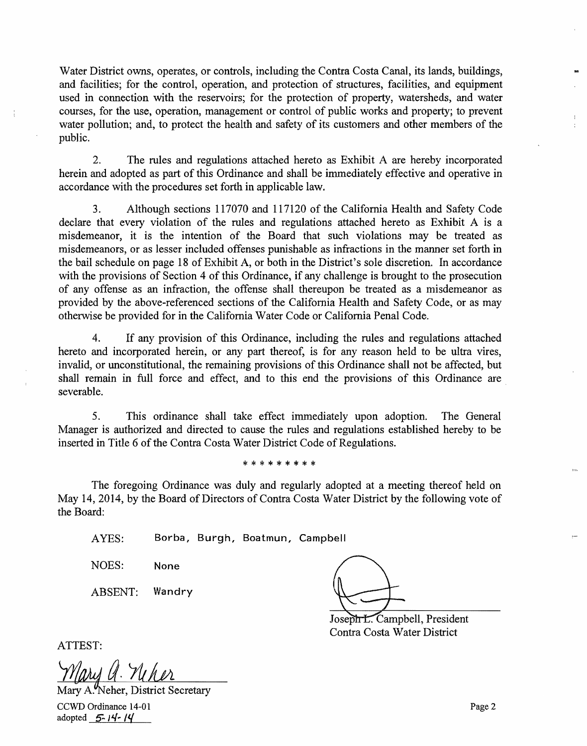Water District owns, operates, or controls, including the Contra Costa Canal, its lands, buildings, and facilities; for the control, operation, and protection of structures, facilities, and equipment used in connection with the reservoirs; for the protection of property, watersheds, and water courses, for the use, operation, management or control of public works and property; to prevent water pollution; and, to protect the health and safety of its customers and other members of the public.

2. The rules and regulations attached hereto as Exhibit A are hereby incorporated herein and adopted as part of this Ordinance and shall be immediately effective and operative in accordance with the procedures set forth in applicable law.

3. Although sections 117070 and 117120 of the California Health and Safety Code declare that every violation of the rules and regulations attached hereto as Exhibit A is a misdemeanor, it is the intention of the Board that such violations may be treated as misdemeanors, or as lesser included offenses punishable as infractions in the manner set forth in the bail schedule on page 18 of Exhibit A, or both in the District's sole discretion. In accordance with the provisions of Section 4 of this Ordinance, if any challenge is brought to the prosecution of any offense as an infraction, the offense shall thereupon be treated as a misdemeanor as provided by the above-referenced sections of the California Health and Safety Code, or as may otherwise be provided for in the California Water Code or California Penal Code.

4. If any provision of this Ordinance, including the rules and regulations attached hereto and incorporated herein, or any part thereof, is for any reason held to be ultra vires, invalid, or unconstitutional, the remaining provisions of this Ordinance shall not be affected, but shall remain in full force and effect, and to this end the provisions of this Ordinance are severable.

5. This ordinance shall take effect immediately upon adoption. The General Manager is authorized and directed to cause the rules and regulations established hereby to be inserted in Title 6 of the Contra Costa Water District Code of Regulations.

\* \* \* \* \* \* \* \* \*

The foregoing Ordinance was duly and regularly adopted at a meeting thereof held on May 14, 2014, by the Board of Directors of Contra Costa Water District by the following vote of the Board:

AYES: Borba, Burgh, Boatmun, Campbell

NOES: None

ABSENT: Wandry

Joseph L. Campbell, President
Contra Costa Water District

ATTEST:

Mary A. Neher

Mary A. Neher, District Secretary

CCWD Ordinance 14-01
adopted 5-14-14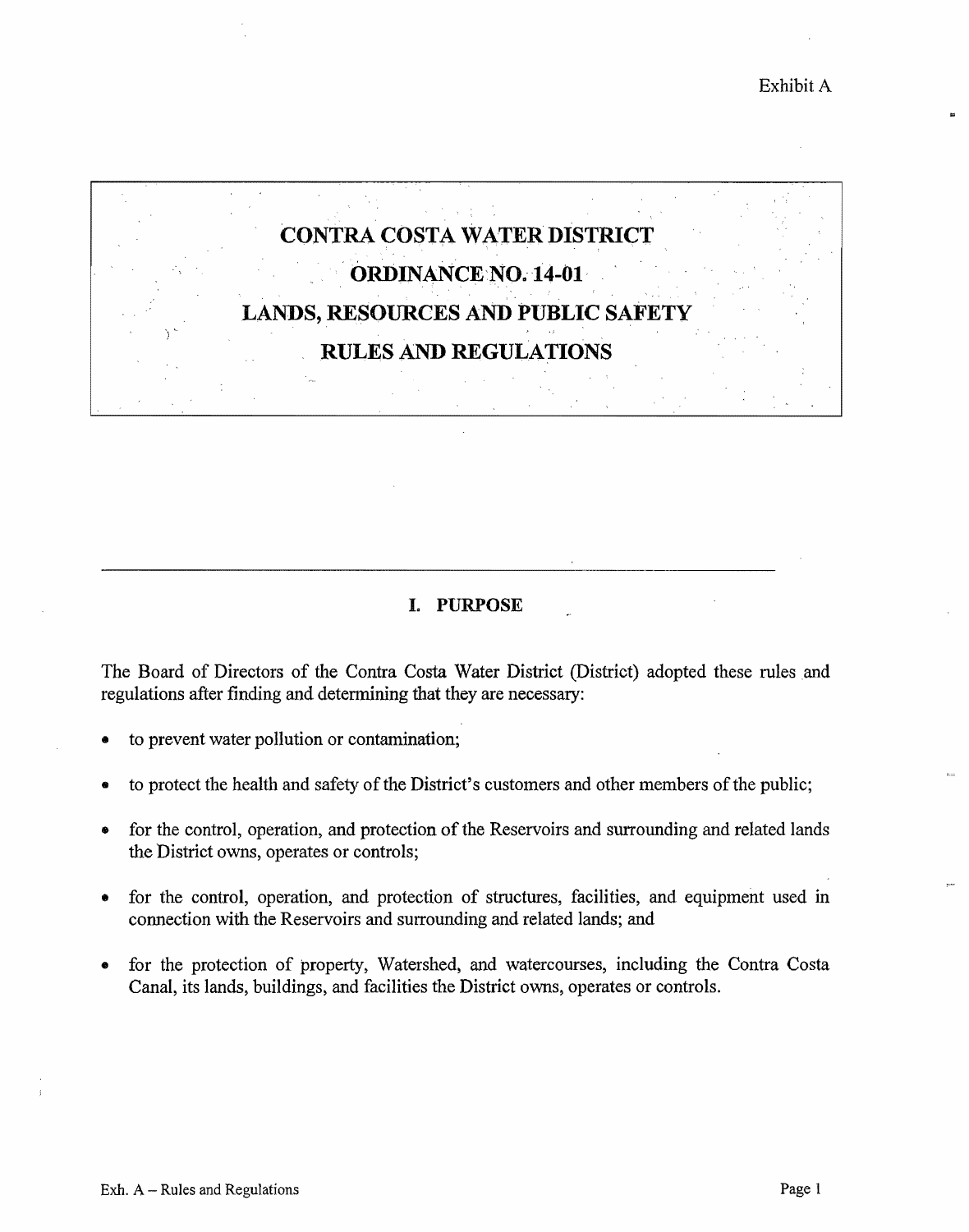Exhibit A

# CONTRA COSTA WATER DISTRICT

# ORDINANCE NO. 14-01

# LANDS, RESOURCES AND PUBLIC SAFETY RULES AND REGULATIONS

---

## I. PURPOSE

The Board of Directors of the Contra Costa Water District (District) adopted these rules and regulations after finding and determining that they are necessary:

- to prevent water pollution or contamination;
- to protect the health and safety of the District's customers and other members of the public;
- for the control, operation, and protection of the Reservoirs and surrounding and related lands the District owns, operates or controls;
- for the control, operation, and protection of structures, facilities, and equipment used in connection with the Reservoirs and surrounding and related lands; and
- for the protection of property, Watershed, and watercourses, including the Contra Costa Canal, its lands, buildings, and facilities the District owns, operates or controls.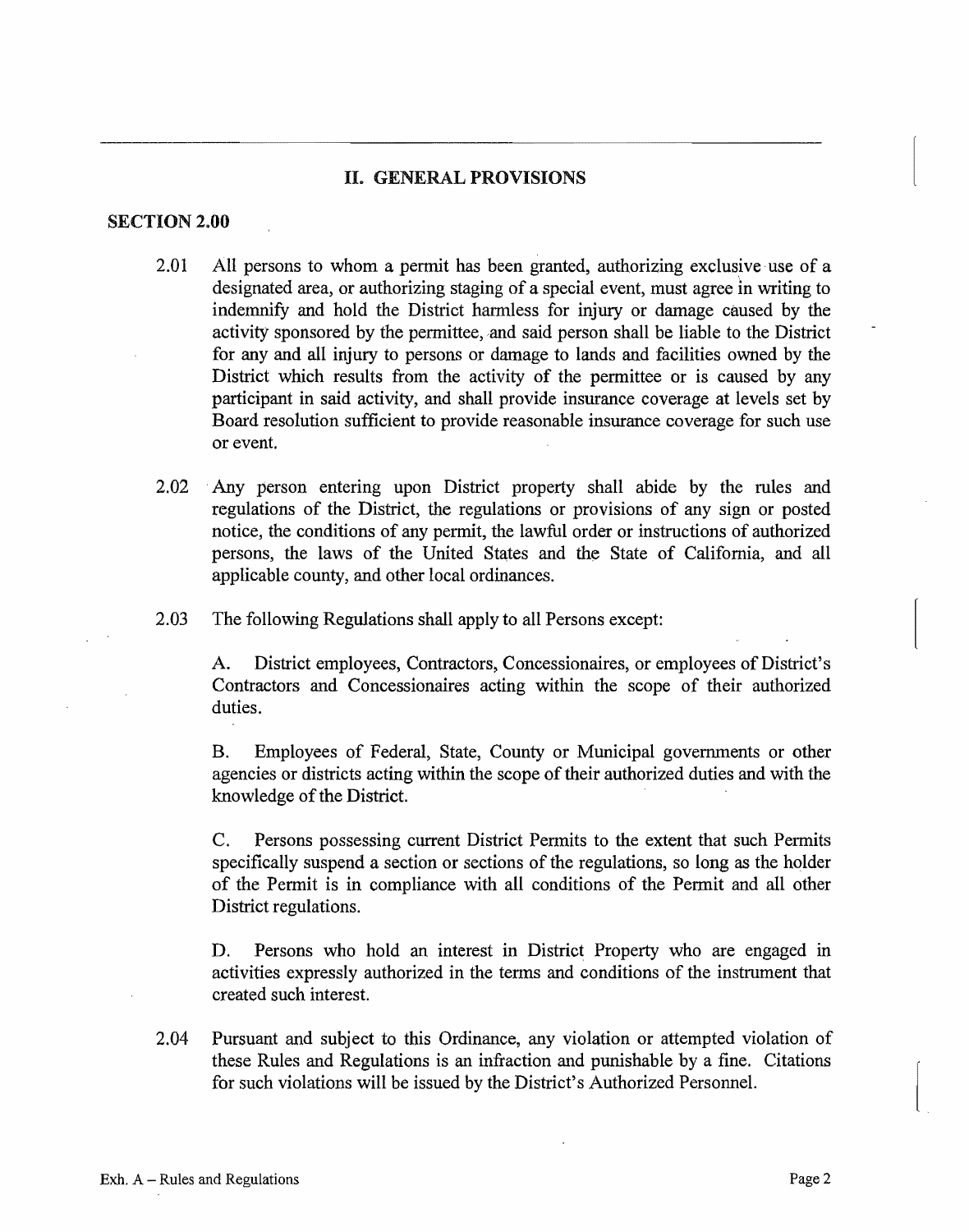## II. GENERAL PROVISIONS

### SECTION 2.00

2.01 All persons to whom a permit has been granted, authorizing exclusive use of a designated area, or authorizing staging of a special event, must agree in writing to indemnify and hold the District harmless for injury or damage caused by the activity sponsored by the permittee, and said person shall be liable to the District for any and all injury to persons or damage to lands and facilities owned by the District which results from the activity of the permittee or is caused by any participant in said activity, and shall provide insurance coverage at levels set by Board resolution sufficient to provide reasonable insurance coverage for such use or event.

2.02 Any person entering upon District property shall abide by the rules and regulations of the District, the regulations or provisions of any sign or posted notice, the conditions of any permit, the lawful order or instructions of authorized persons, the laws of the United States and the State of California, and all applicable county, and other local ordinances.

2.03 The following Regulations shall apply to all Persons except:

A. District employees, Contractors, Concessionaires, or employees of District's Contractors and Concessionaires acting within the scope of their authorized duties.

B. Employees of Federal, State, County or Municipal governments or other agencies or districts acting within the scope of their authorized duties and with the knowledge of the District.

C. Persons possessing current District Permits to the extent that such Permits specifically suspend a section or sections of the regulations, so long as the holder of the Permit is in compliance with all conditions of the Permit and all other District regulations.

D. Persons who hold an interest in District Property who are engaged in activities expressly authorized in the terms and conditions of the instrument that created such interest.

2.04 Pursuant and subject to this Ordinance, any violation or attempted violation of these Rules and Regulations is an infraction and punishable by a fine. Citations for such violations will be issued by the District's Authorized Personnel.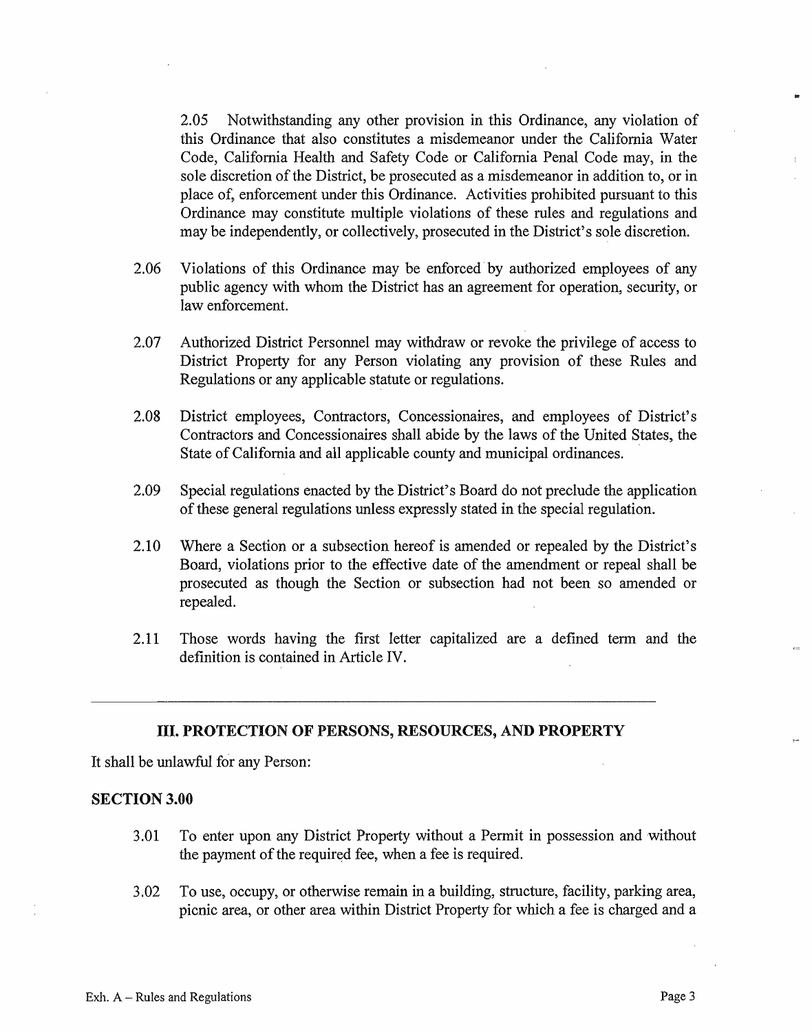2.05 Notwithstanding any other provision in this Ordinance, any violation of this Ordinance that also constitutes a misdemeanor under the California Water Code, California Health and Safety Code or California Penal Code may, in the sole discretion of the District, be prosecuted as a misdemeanor in addition to, or in place of, enforcement under this Ordinance. Activities prohibited pursuant to this Ordinance may constitute multiple violations of these rules and regulations and may be independently, or collectively, prosecuted in the District's sole discretion.

2.06 Violations of this Ordinance may be enforced by authorized employees of any public agency with whom the District has an agreement for operation, security, or law enforcement.

2.07 Authorized District Personnel may withdraw or revoke the privilege of access to District Property for any Person violating any provision of these Rules and Regulations or any applicable statute or regulations.

2.08 District employees, Contractors, Concessionaires, and employees of District's Contractors and Concessionaires shall abide by the laws of the United States, the State of California and all applicable county and municipal ordinances.

2.09 Special regulations enacted by the District's Board do not preclude the application of these general regulations unless expressly stated in the special regulation.

2.10 Where a Section or a subsection hereof is amended or repealed by the District's Board, violations prior to the effective date of the amendment or repeal shall be prosecuted as though the Section or subsection had not been so amended or repealed.

2.11 Those words having the first letter capitalized are a defined term and the definition is contained in Article IV.

---

## III. PROTECTION OF PERSONS, RESOURCES, AND PROPERTY

It shall be unlawful for any Person:

### SECTION 3.00

3.01 To enter upon any District Property without a Permit in possession and without the payment of the required fee, when a fee is required.

3.02 To use, occupy, or otherwise remain in a building, structure, facility, parking area, picnic area, or other area within District Property for which a fee is charged and a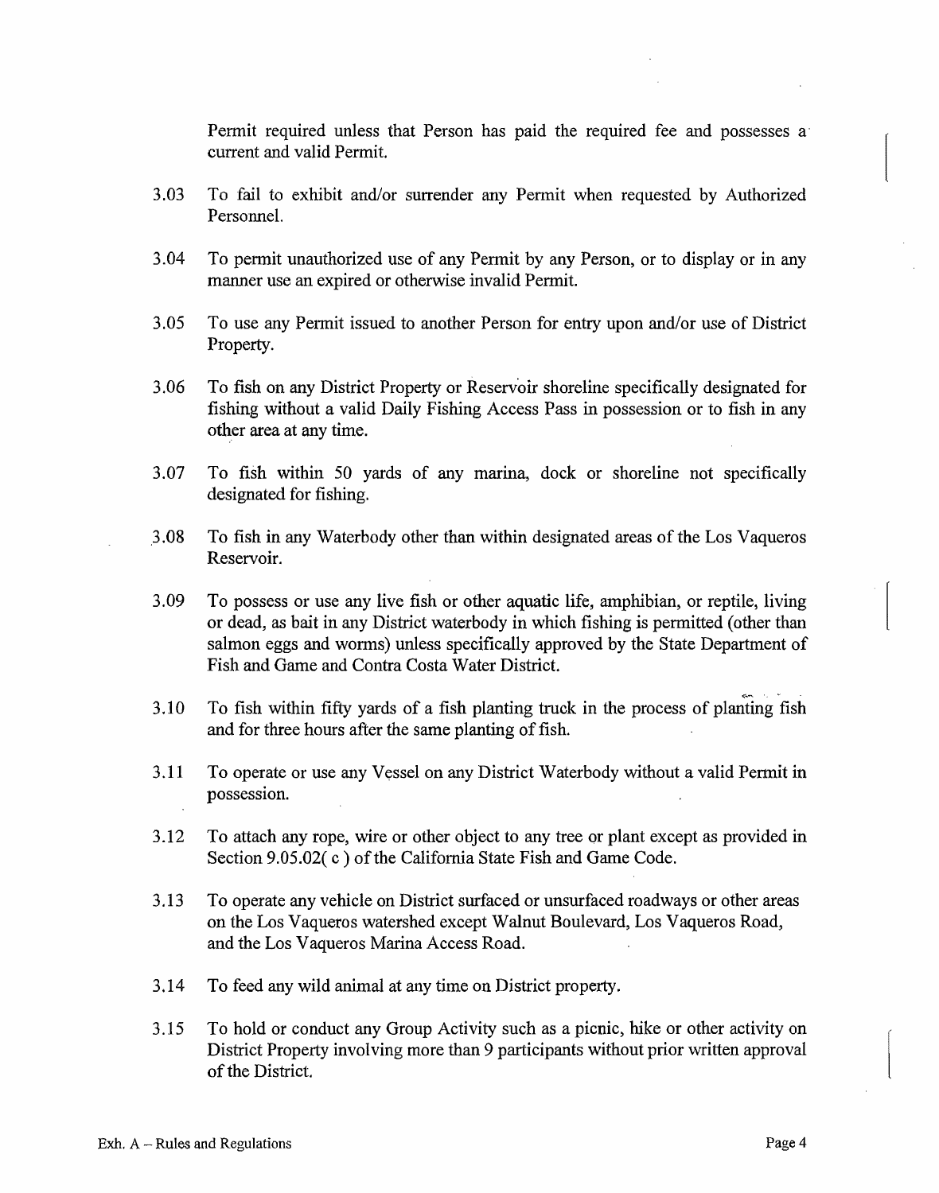Permit required unless that Person has paid the required fee and possesses a current and valid Permit.

3.03 To fail to exhibit and/or surrender any Permit when requested by Authorized Personnel.

3.04 To permit unauthorized use of any Permit by any Person, or to display or in any manner use an expired or otherwise invalid Permit.

3.05 To use any Permit issued to another Person for entry upon and/or use of District Property.

3.06 To fish on any District Property or Reservoir shoreline specifically designated for fishing without a valid Daily Fishing Access Pass in possession or to fish in any other area at any time.

3.07 To fish within 50 yards of any marina, dock or shoreline not specifically designated for fishing.

3.08 To fish in any Waterbody other than within designated areas of the Los Vaqueros Reservoir.

3.09 To possess or use any live fish or other aquatic life, amphibian, or reptile, living or dead, as bait in any District waterbody in which fishing is permitted (other than salmon eggs and worms) unless specifically approved by the State Department of Fish and Game and Contra Costa Water District.

3.10 To fish within fifty yards of a fish planting truck in the process of planting fish and for three hours after the same planting of fish.

3.11 To operate or use any Vessel on any District Waterbody without a valid Permit in possession.

3.12 To attach any rope, wire or other object to any tree or plant except as provided in Section 9.05.02( c ) of the California State Fish and Game Code.

3.13 To operate any vehicle on District surfaced or unsurfaced roadways or other areas on the Los Vaqueros watershed except Walnut Boulevard, Los Vaqueros Road, and the Los Vaqueros Marina Access Road.

3.14 To feed any wild animal at any time on District property.

3.15 To hold or conduct any Group Activity such as a picnic, hike or other activity on District Property involving more than 9 participants without prior written approval of the District.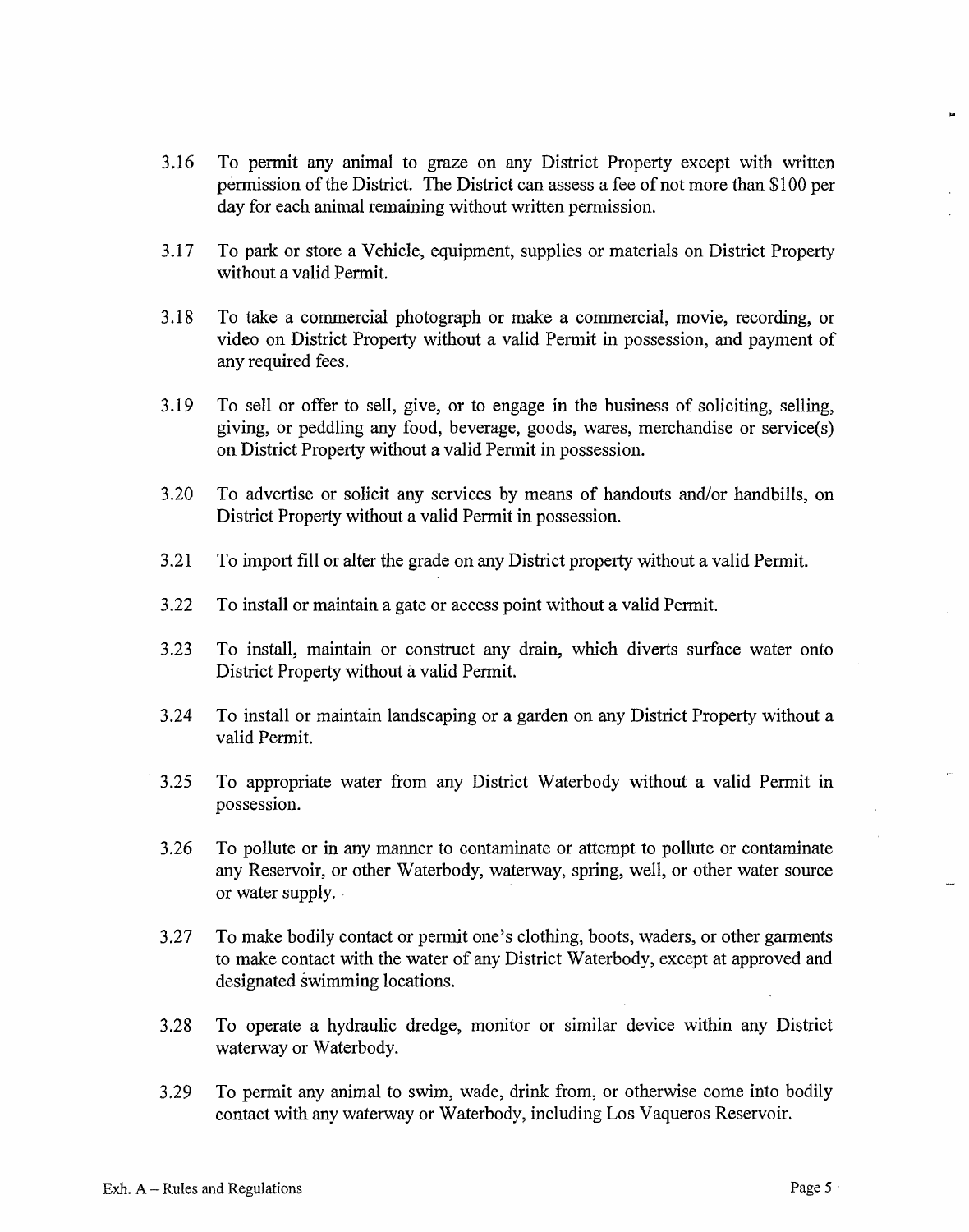3.16 To permit any animal to graze on any District Property except with written permission of the District. The District can assess a fee of not more than $100 per day for each animal remaining without written permission.

3.17 To park or store a Vehicle, equipment, supplies or materials on District Property without a valid Permit.

3.18 To take a commercial photograph or make a commercial, movie, recording, or video on District Property without a valid Permit in possession, and payment of any required fees.

3.19 To sell or offer to sell, give, or to engage in the business of soliciting, selling, giving, or peddling any food, beverage, goods, wares, merchandise or service(s) on District Property without a valid Permit in possession.

3.20 To advertise or solicit any services by means of handouts and/or handbills, on District Property without a valid Permit in possession.

3.21 To import fill or alter the grade on any District property without a valid Permit.

3.22 To install or maintain a gate or access point without a valid Permit.

3.23 To install, maintain or construct any drain, which diverts surface water onto District Property without a valid Permit.

3.24 To install or maintain landscaping or a garden on any District Property without a valid Permit.

3.25 To appropriate water from any District Waterbody without a valid Permit in possession.

3.26 To pollute or in any manner to contaminate or attempt to pollute or contaminate any Reservoir, or other Waterbody, waterway, spring, well, or other water source or water supply.

3.27 To make bodily contact or permit one's clothing, boots, waders, or other garments to make contact with the water of any District Waterbody, except at approved and designated swimming locations.

3.28 To operate a hydraulic dredge, monitor or similar device within any District waterway or Waterbody.

3.29 To permit any animal to swim, wade, drink from, or otherwise come into bodily contact with any waterway or Waterbody, including Los Vaqueros Reservoir.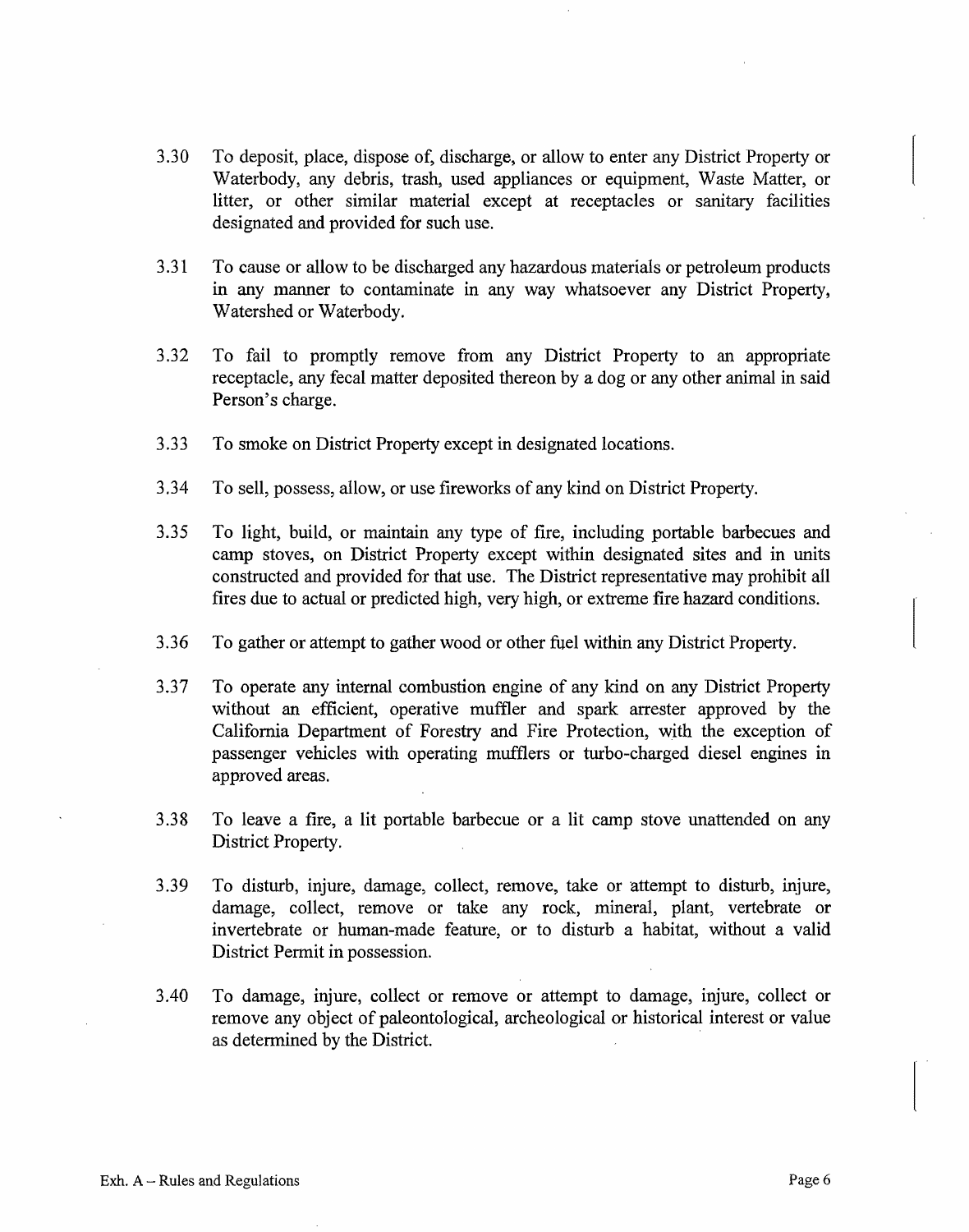3.30 To deposit, place, dispose of, discharge, or allow to enter any District Property or Waterbody, any debris, trash, used appliances or equipment, Waste Matter, or litter, or other similar material except at receptacles or sanitary facilities designated and provided for such use.

3.31 To cause or allow to be discharged any hazardous materials or petroleum products in any manner to contaminate in any way whatsoever any District Property, Watershed or Waterbody.

3.32 To fail to promptly remove from any District Property to an appropriate receptacle, any fecal matter deposited thereon by a dog or any other animal in said Person's charge.

3.33 To smoke on District Property except in designated locations.

3.34 To sell, possess, allow, or use fireworks of any kind on District Property.

3.35 To light, build, or maintain any type of fire, including portable barbecues and camp stoves, on District Property except within designated sites and in units constructed and provided for that use. The District representative may prohibit all fires due to actual or predicted high, very high, or extreme fire hazard conditions.

3.36 To gather or attempt to gather wood or other fuel within any District Property.

3.37 To operate any internal combustion engine of any kind on any District Property without an efficient, operative muffler and spark arrester approved by the California Department of Forestry and Fire Protection, with the exception of passenger vehicles with operating mufflers or turbo-charged diesel engines in approved areas.

3.38 To leave a fire, a lit portable barbecue or a lit camp stove unattended on any District Property.

3.39 To disturb, injure, damage, collect, remove, take or attempt to disturb, injure, damage, collect, remove or take any rock, mineral, plant, vertebrate or invertebrate or human-made feature, or to disturb a habitat, without a valid District Permit in possession.

3.40 To damage, injure, collect or remove or attempt to damage, injure, collect or remove any object of paleontological, archeological or historical interest or value as determined by the District.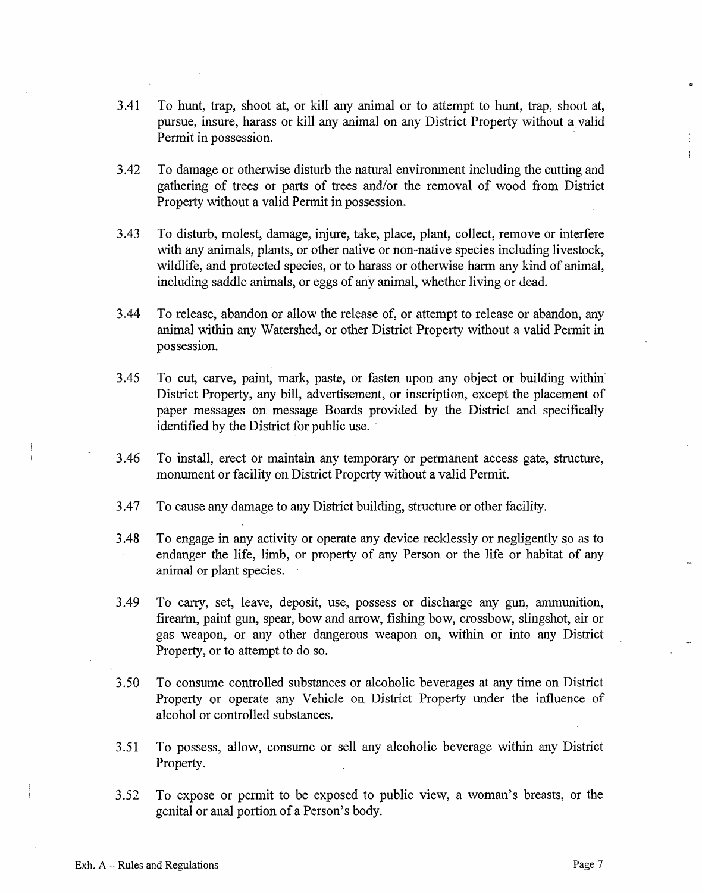3.41 To hunt, trap, shoot at, or kill any animal or to attempt to hunt, trap, shoot at, pursue, insure, harass or kill any animal on any District Property without a valid Permit in possession.

3.42 To damage or otherwise disturb the natural environment including the cutting and gathering of trees or parts of trees and/or the removal of wood from District Property without a valid Permit in possession.

3.43 To disturb, molest, damage, injure, take, place, plant, collect, remove or interfere with any animals, plants, or other native or non-native species including livestock, wildlife, and protected species, or to harass or otherwise harm any kind of animal, including saddle animals, or eggs of any animal, whether living or dead.

3.44 To release, abandon or allow the release of, or attempt to release or abandon, any animal within any Watershed, or other District Property without a valid Permit in possession.

3.45 To cut, carve, paint, mark, paste, or fasten upon any object or building within District Property, any bill, advertisement, or inscription, except the placement of paper messages on message Boards provided by the District and specifically identified by the District for public use.

3.46 To install, erect or maintain any temporary or permanent access gate, structure, monument or facility on District Property without a valid Permit.

3.47 To cause any damage to any District building, structure or other facility.

3.48 To engage in any activity or operate any device recklessly or negligently so as to endanger the life, limb, or property of any Person or the life or habitat of any animal or plant species.

3.49 To carry, set, leave, deposit, use, possess or discharge any gun, ammunition, firearm, paint gun, spear, bow and arrow, fishing bow, crossbow, slingshot, air or gas weapon, or any other dangerous weapon on, within or into any District Property, or to attempt to do so.

3.50 To consume controlled substances or alcoholic beverages at any time on District Property or operate any Vehicle on District Property under the influence of alcohol or controlled substances.

3.51 To possess, allow, consume or sell any alcoholic beverage within any District Property.

3.52 To expose or permit to be exposed to public view, a woman's breasts, or the genital or anal portion of a Person's body.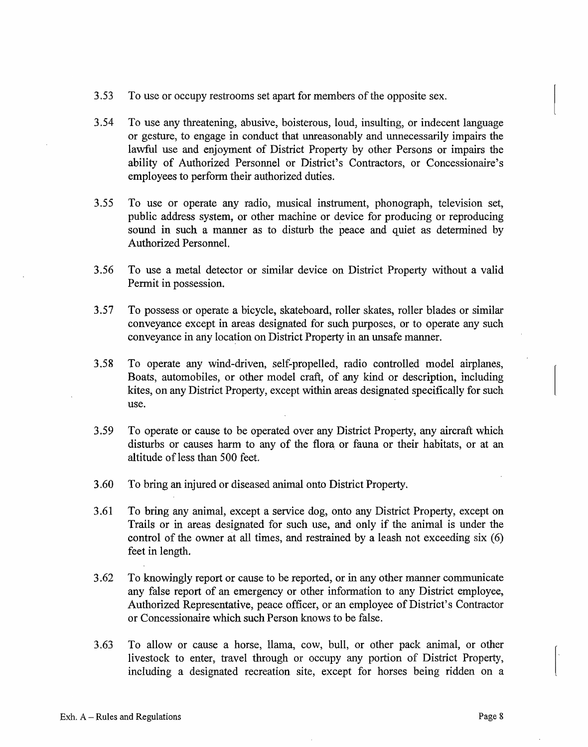3.53 To use or occupy restrooms set apart for members of the opposite sex.

3.54 To use any threatening, abusive, boisterous, loud, insulting, or indecent language or gesture, to engage in conduct that unreasonably and unnecessarily impairs the lawful use and enjoyment of District Property by other Persons or impairs the ability of Authorized Personnel or District's Contractors, or Concessionaire's employees to perform their authorized duties.

3.55 To use or operate any radio, musical instrument, phonograph, television set, public address system, or other machine or device for producing or reproducing sound in such a manner as to disturb the peace and quiet as determined by Authorized Personnel.

3.56 To use a metal detector or similar device on District Property without a valid Permit in possession.

3.57 To possess or operate a bicycle, skateboard, roller skates, roller blades or similar conveyance except in areas designated for such purposes, or to operate any such conveyance in any location on District Property in an unsafe manner.

3.58 To operate any wind-driven, self-propelled, radio controlled model airplanes, Boats, automobiles, or other model craft, of any kind or description, including kites, on any District Property, except within areas designated specifically for such use.

3.59 To operate or cause to be operated over any District Property, any aircraft which disturbs or causes harm to any of the flora or fauna or their habitats, or at an altitude of less than 500 feet.

3.60 To bring an injured or diseased animal onto District Property.

3.61 To bring any animal, except a service dog, onto any District Property, except on Trails or in areas designated for such use, and only if the animal is under the control of the owner at all times, and restrained by a leash not exceeding six (6) feet in length.

3.62 To knowingly report or cause to be reported, or in any other manner communicate any false report of an emergency or other information to any District employee, Authorized Representative, peace officer, or an employee of District's Contractor or Concessionaire which such Person knows to be false.

3.63 To allow or cause a horse, llama, cow, bull, or other pack animal, or other livestock to enter, travel through or occupy any portion of District Property, including a designated recreation site, except for horses being ridden on a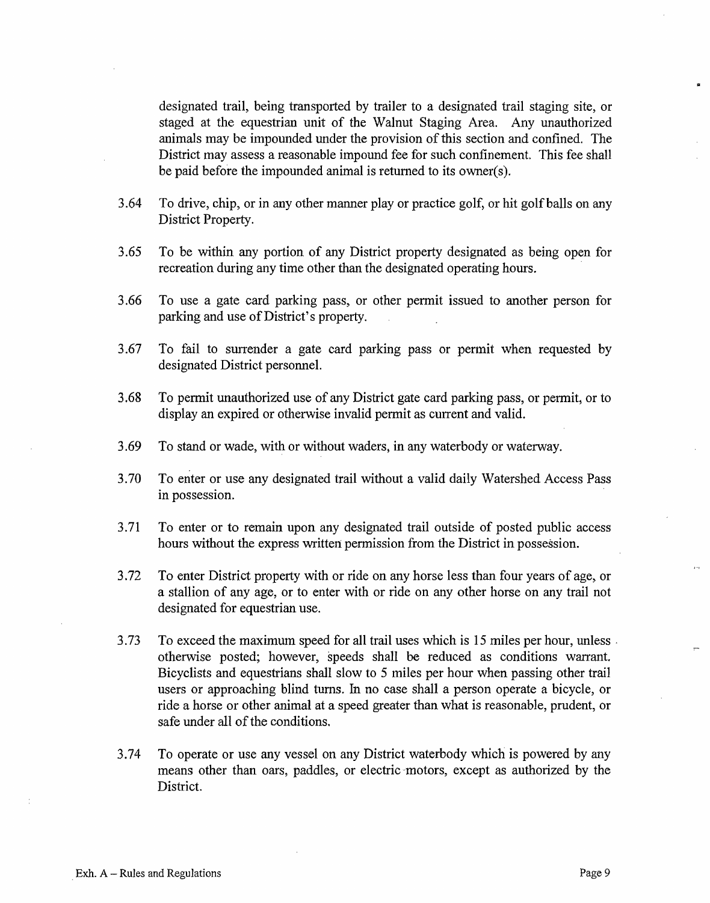designated trail, being transported by trailer to a designated trail staging site, or staged at the equestrian unit of the Walnut Staging Area. Any unauthorized animals may be impounded under the provision of this section and confined. The District may assess a reasonable impound fee for such confinement. This fee shall be paid before the impounded animal is returned to its owner(s).

3.64 To drive, chip, or in any other manner play or practice golf, or hit golf balls on any District Property.

3.65 To be within any portion of any District property designated as being open for recreation during any time other than the designated operating hours.

3.66 To use a gate card parking pass, or other permit issued to another person for parking and use of District's property.

3.67 To fail to surrender a gate card parking pass or permit when requested by designated District personnel.

3.68 To permit unauthorized use of any District gate card parking pass, or permit, or to display an expired or otherwise invalid permit as current and valid.

3.69 To stand or wade, with or without waders, in any waterbody or waterway.

3.70 To enter or use any designated trail without a valid daily Watershed Access Pass in possession.

3.71 To enter or to remain upon any designated trail outside of posted public access hours without the express written permission from the District in possession.

3.72 To enter District property with or ride on any horse less than four years of age, or a stallion of any age, or to enter with or ride on any other horse on any trail not designated for equestrian use.

3.73 To exceed the maximum speed for all trail uses which is 15 miles per hour, unless otherwise posted; however, speeds shall be reduced as conditions warrant. Bicyclists and equestrians shall slow to 5 miles per hour when passing other trail users or approaching blind turns. In no case shall a person operate a bicycle, or ride a horse or other animal at a speed greater than what is reasonable, prudent, or safe under all of the conditions.

3.74 To operate or use any vessel on any District waterbody which is powered by any means other than oars, paddles, or electric motors, except as authorized by the District.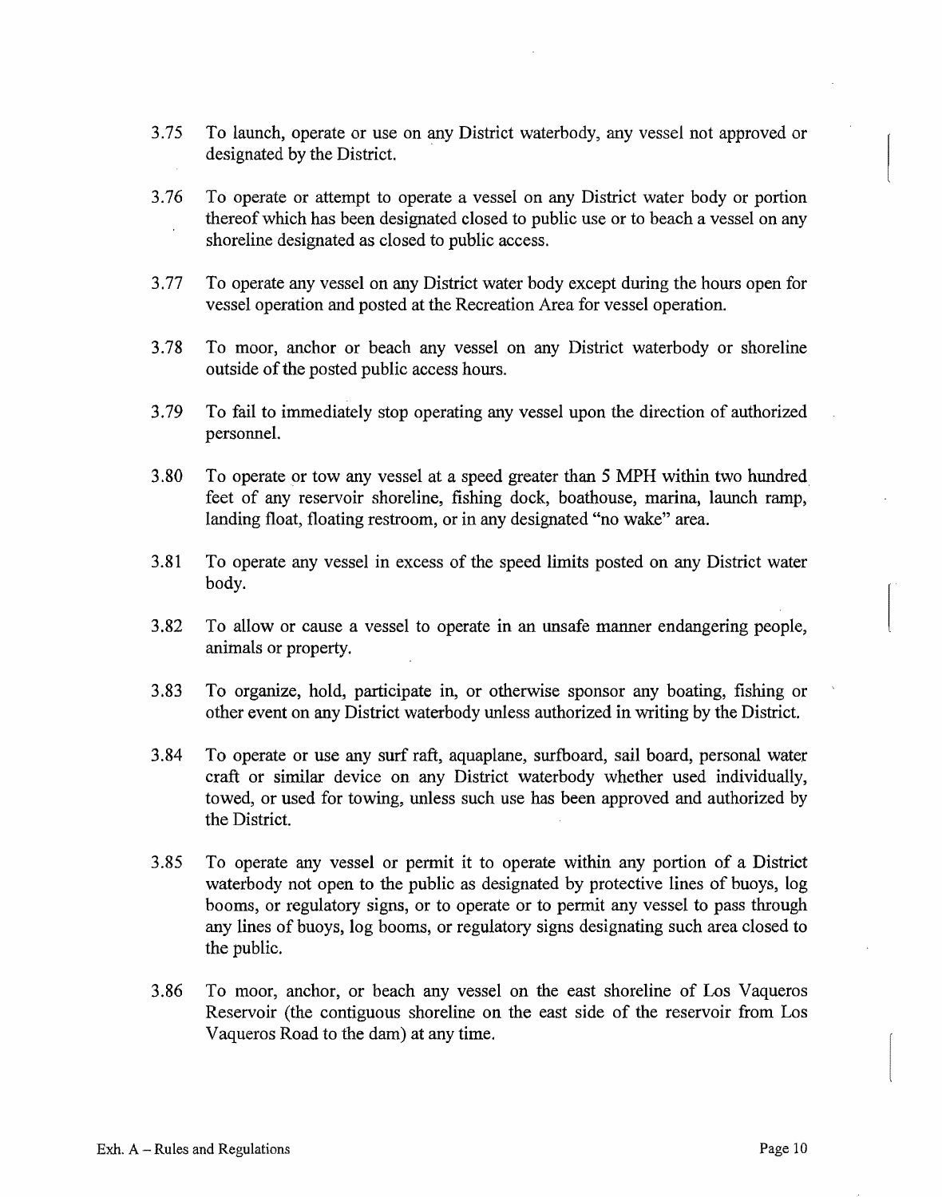3.75 To launch, operate or use on any District waterbody, any vessel not approved or designated by the District.

3.76 To operate or attempt to operate a vessel on any District water body or portion thereof which has been designated closed to public use or to beach a vessel on any shoreline designated as closed to public access.

3.77 To operate any vessel on any District water body except during the hours open for vessel operation and posted at the Recreation Area for vessel operation.

3.78 To moor, anchor or beach any vessel on any District waterbody or shoreline outside of the posted public access hours.

3.79 To fail to immediately stop operating any vessel upon the direction of authorized personnel.

3.80 To operate or tow any vessel at a speed greater than 5 MPH within two hundred feet of any reservoir shoreline, fishing dock, boathouse, marina, launch ramp, landing float, floating restroom, or in any designated "no wake" area.

3.81 To operate any vessel in excess of the speed limits posted on any District water body.

3.82 To allow or cause a vessel to operate in an unsafe manner endangering people, animals or property.

3.83 To organize, hold, participate in, or otherwise sponsor any boating, fishing or other event on any District waterbody unless authorized in writing by the District.

3.84 To operate or use any surf raft, aquaplane, surfboard, sail board, personal water craft or similar device on any District waterbody whether used individually, towed, or used for towing, unless such use has been approved and authorized by the District.

3.85 To operate any vessel or permit it to operate within any portion of a District waterbody not open to the public as designated by protective lines of buoys, log booms, or regulatory signs, or to operate or to permit any vessel to pass through any lines of buoys, log booms, or regulatory signs designating such area closed to the public.

3.86 To moor, anchor, or beach any vessel on the east shoreline of Los Vaqueros Reservoir (the contiguous shoreline on the east side of the reservoir from Los Vaqueros Road to the dam) at any time.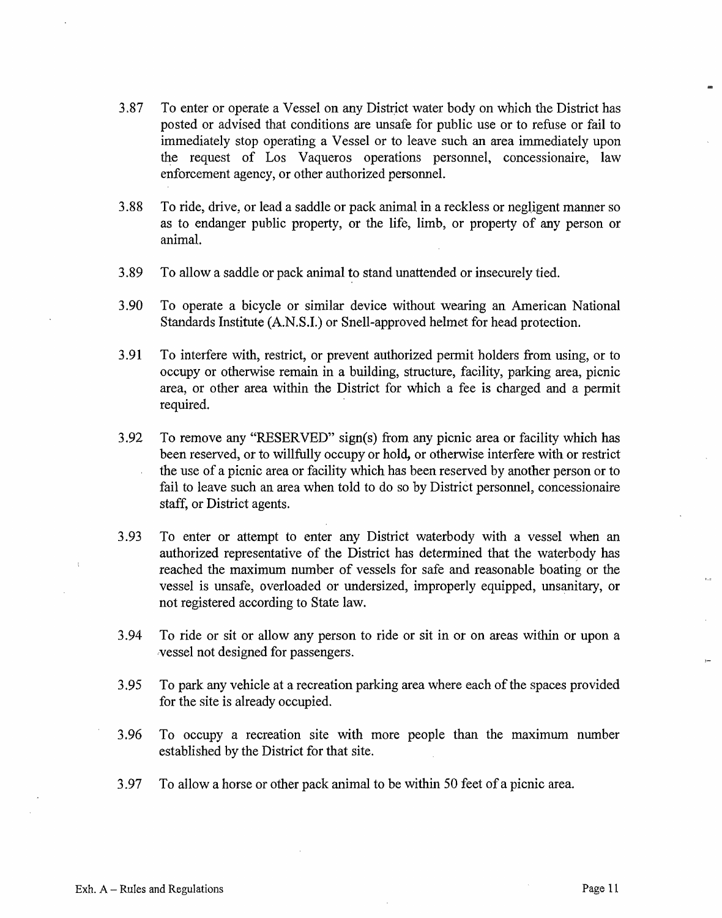3.87 To enter or operate a Vessel on any District water body on which the District has posted or advised that conditions are unsafe for public use or to refuse or fail to immediately stop operating a Vessel or to leave such an area immediately upon the request of Los Vaqueros operations personnel, concessionaire, law enforcement agency, or other authorized personnel.

3.88 To ride, drive, or lead a saddle or pack animal in a reckless or negligent manner so as to endanger public property, or the life, limb, or property of any person or animal.

3.89 To allow a saddle or pack animal to stand unattended or insecurely tied.

3.90 To operate a bicycle or similar device without wearing an American National Standards Institute (A.N.S.I.) or Snell-approved helmet for head protection.

3.91 To interfere with, restrict, or prevent authorized permit holders from using, or to occupy or otherwise remain in a building, structure, facility, parking area, picnic area, or other area within the District for which a fee is charged and a permit required.

3.92 To remove any "RESERVED" sign(s) from any picnic area or facility which has been reserved, or to willfully occupy or hold, or otherwise interfere with or restrict the use of a picnic area or facility which has been reserved by another person or to fail to leave such an area when told to do so by District personnel, concessionaire staff, or District agents.

3.93 To enter or attempt to enter any District waterbody with a vessel when an authorized representative of the District has determined that the waterbody has reached the maximum number of vessels for safe and reasonable boating or the vessel is unsafe, overloaded or undersized, improperly equipped, unsanitary, or not registered according to State law.

3.94 To ride or sit or allow any person to ride or sit in or on areas within or upon a vessel not designed for passengers.

3.95 To park any vehicle at a recreation parking area where each of the spaces provided for the site is already occupied.

3.96 To occupy a recreation site with more people than the maximum number established by the District for that site.

3.97 To allow a horse or other pack animal to be within 50 feet of a picnic area.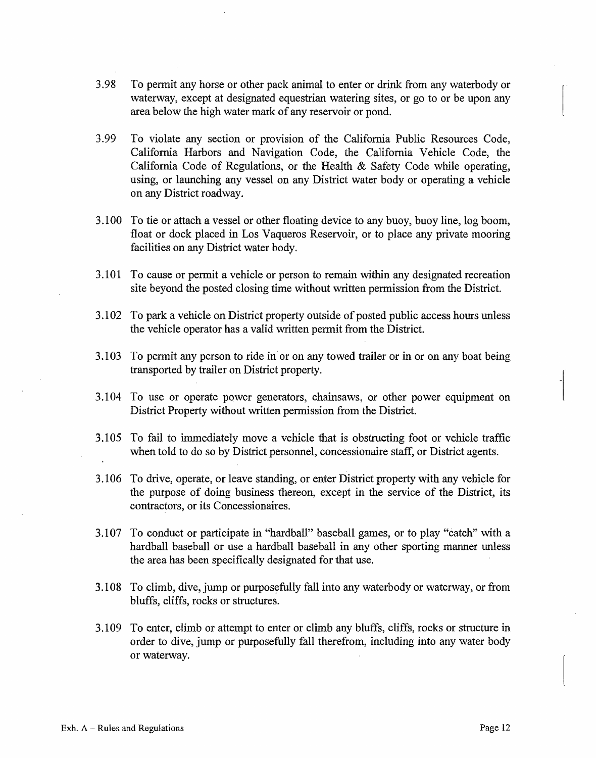3.98 To permit any horse or other pack animal to enter or drink from any waterbody or waterway, except at designated equestrian watering sites, or go to or be upon any area below the high water mark of any reservoir or pond.

3.99 To violate any section or provision of the California Public Resources Code, California Harbors and Navigation Code, the California Vehicle Code, the California Code of Regulations, or the Health & Safety Code while operating, using, or launching any vessel on any District water body or operating a vehicle on any District roadway.

3.100 To tie or attach a vessel or other floating device to any buoy, buoy line, log boom, float or dock placed in Los Vaqueros Reservoir, or to place any private mooring facilities on any District water body.

3.101 To cause or permit a vehicle or person to remain within any designated recreation site beyond the posted closing time without written permission from the District.

3.102 To park a vehicle on District property outside of posted public access hours unless the vehicle operator has a valid written permit from the District.

3.103 To permit any person to ride in or on any towed trailer or in or on any boat being transported by trailer on District property.

3.104 To use or operate power generators, chainsaws, or other power equipment on District Property without written permission from the District.

3.105 To fail to immediately move a vehicle that is obstructing foot or vehicle traffic when told to do so by District personnel, concessionaire staff, or District agents.

3.106 To drive, operate, or leave standing, or enter District property with any vehicle for the purpose of doing business thereon, except in the service of the District, its contractors, or its Concessionaires.

3.107 To conduct or participate in "hardball" baseball games, or to play "catch" with a hardball baseball or use a hardball baseball in any other sporting manner unless the area has been specifically designated for that use.

3.108 To climb, dive, jump or purposefully fall into any waterbody or waterway, or from bluffs, cliffs, rocks or structures.

3.109 To enter, climb or attempt to enter or climb any bluffs, cliffs, rocks or structure in order to dive, jump or purposefully fall therefrom, including into any water body or waterway.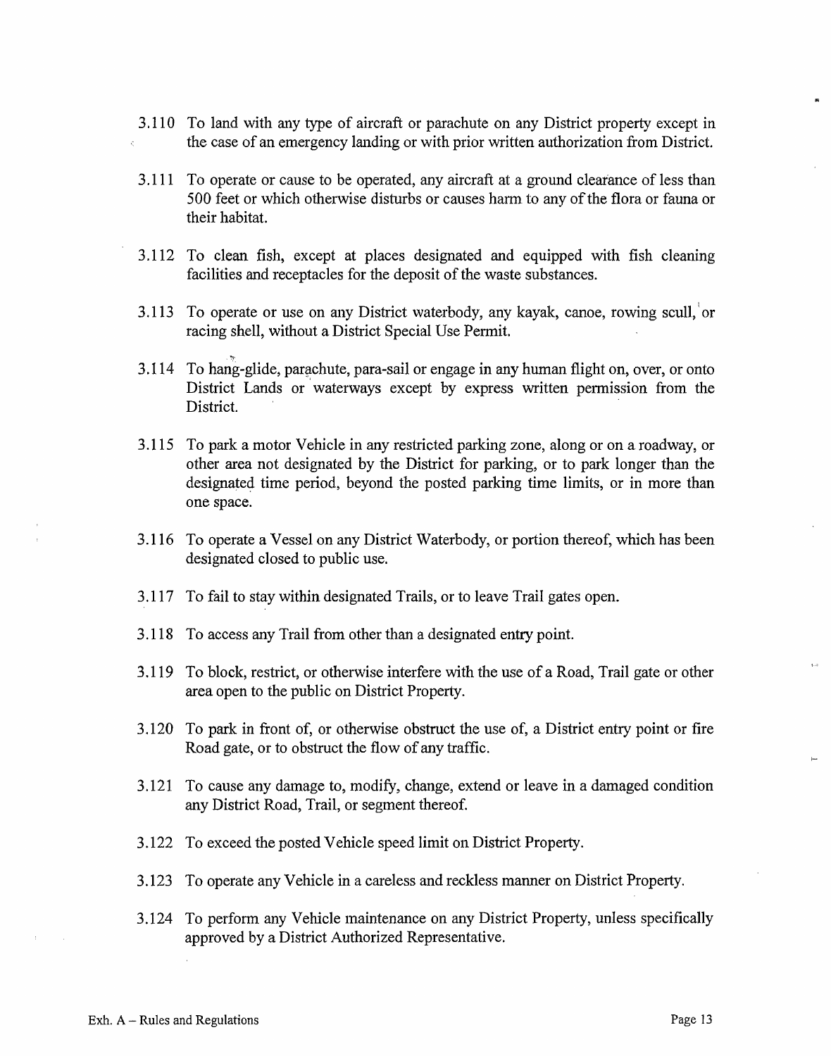3.110 To land with any type of aircraft or parachute on any District property except in the case of an emergency landing or with prior written authorization from District.

3.111 To operate or cause to be operated, any aircraft at a ground clearance of less than 500 feet or which otherwise disturbs or causes harm to any of the flora or fauna or their habitat.

3.112 To clean fish, except at places designated and equipped with fish cleaning facilities and receptacles for the deposit of the waste substances.

3.113 To operate or use on any District waterbody, any kayak, canoe, rowing scull, or racing shell, without a District Special Use Permit.

3.114 To hang-glide, parachute, para-sail or engage in any human flight on, over, or onto District Lands or waterways except by express written permission from the District.

3.115 To park a motor Vehicle in any restricted parking zone, along or on a roadway, or other area not designated by the District for parking, or to park longer than the designated time period, beyond the posted parking time limits, or in more than one space.

3.116 To operate a Vessel on any District Waterbody, or portion thereof, which has been designated closed to public use.

3.117 To fail to stay within designated Trails, or to leave Trail gates open.

3.118 To access any Trail from other than a designated entry point.

3.119 To block, restrict, or otherwise interfere with the use of a Road, Trail gate or other area open to the public on District Property.

3.120 To park in front of, or otherwise obstruct the use of, a District entry point or fire Road gate, or to obstruct the flow of any traffic.

3.121 To cause any damage to, modify, change, extend or leave in a damaged condition any District Road, Trail, or segment thereof.

3.122 To exceed the posted Vehicle speed limit on District Property.

3.123 To operate any Vehicle in a careless and reckless manner on District Property.

3.124 To perform any Vehicle maintenance on any District Property, unless specifically approved by a District Authorized Representative.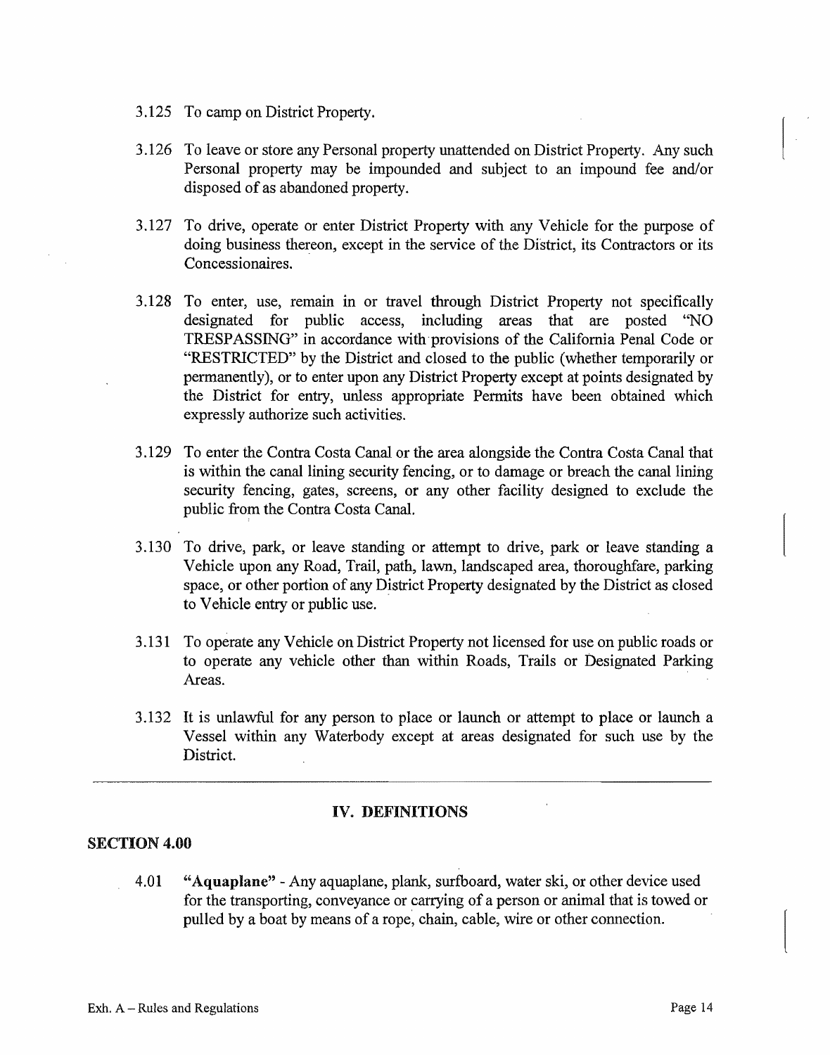3.125 To camp on District Property.

3.126 To leave or store any Personal property unattended on District Property. Any such Personal property may be impounded and subject to an impound fee and/or disposed of as abandoned property.

3.127 To drive, operate or enter District Property with any Vehicle for the purpose of doing business thereon, except in the service of the District, its Contractors or its Concessionaires.

3.128 To enter, use, remain in or travel through District Property not specifically designated for public access, including areas that are posted "NO TRESPASSING" in accordance with provisions of the California Penal Code or "RESTRICTED" by the District and closed to the public (whether temporarily or permanently), or to enter upon any District Property except at points designated by the District for entry, unless appropriate Permits have been obtained which expressly authorize such activities.

3.129 To enter the Contra Costa Canal or the area alongside the Contra Costa Canal that is within the canal lining security fencing, or to damage or breach the canal lining security fencing, gates, screens, or any other facility designed to exclude the public from the Contra Costa Canal.

3.130 To drive, park, or leave standing or attempt to drive, park or leave standing a Vehicle upon any Road, Trail, path, lawn, landscaped area, thoroughfare, parking space, or other portion of any District Property designated by the District as closed to Vehicle entry or public use.

3.131 To operate any Vehicle on District Property not licensed for use on public roads or to operate any vehicle other than within Roads, Trails or Designated Parking Areas.

3.132 It is unlawful for any person to place or launch or attempt to place or launch a Vessel within any Waterbody except at areas designated for such use by the District.

---

## IV. DEFINITIONS

### SECTION 4.00

4.01 **"Aquaplane"** - Any aquaplane, plank, surfboard, water ski, or other device used for the transporting, conveyance or carrying of a person or animal that is towed or pulled by a boat by means of a rope, chain, cable, wire or other connection.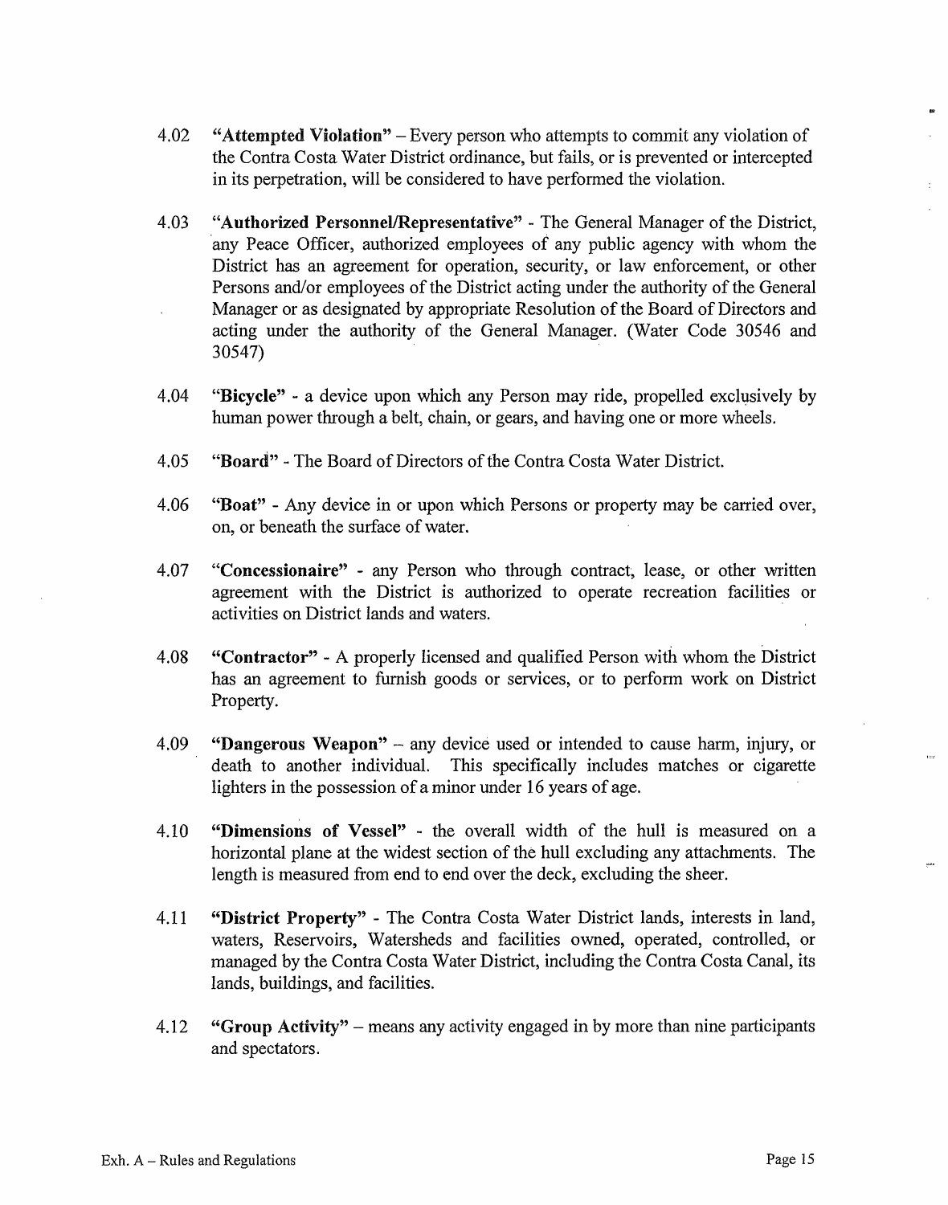4.02 **"Attempted Violation"** – Every person who attempts to commit any violation of the Contra Costa Water District ordinance, but fails, or is prevented or intercepted in its perpetration, will be considered to have performed the violation.

4.03 **"Authorized Personnel/Representative"** - The General Manager of the District, any Peace Officer, authorized employees of any public agency with whom the District has an agreement for operation, security, or law enforcement, or other Persons and/or employees of the District acting under the authority of the General Manager or as designated by appropriate Resolution of the Board of Directors and acting under the authority of the General Manager. (Water Code 30546 and 30547)

4.04 **"Bicycle"** - a device upon which any Person may ride, propelled exclusively by human power through a belt, chain, or gears, and having one or more wheels.

4.05 **"Board"** - The Board of Directors of the Contra Costa Water District.

4.06 **"Boat"** - Any device in or upon which Persons or property may be carried over, on, or beneath the surface of water.

4.07 **"Concessionaire"** - any Person who through contract, lease, or other written agreement with the District is authorized to operate recreation facilities or activities on District lands and waters.

4.08 **"Contractor"** - A properly licensed and qualified Person with whom the District has an agreement to furnish goods or services, or to perform work on District Property.

4.09 **"Dangerous Weapon"** – any device used or intended to cause harm, injury, or death to another individual. This specifically includes matches or cigarette lighters in the possession of a minor under 16 years of age.

4.10 **"Dimensions of Vessel"** - the overall width of the hull is measured on a horizontal plane at the widest section of the hull excluding any attachments. The length is measured from end to end over the deck, excluding the sheer.

4.11 **"District Property"** - The Contra Costa Water District lands, interests in land, waters, Reservoirs, Watersheds and facilities owned, operated, controlled, or managed by the Contra Costa Water District, including the Contra Costa Canal, its lands, buildings, and facilities.

4.12 **"Group Activity"** – means any activity engaged in by more than nine participants and spectators.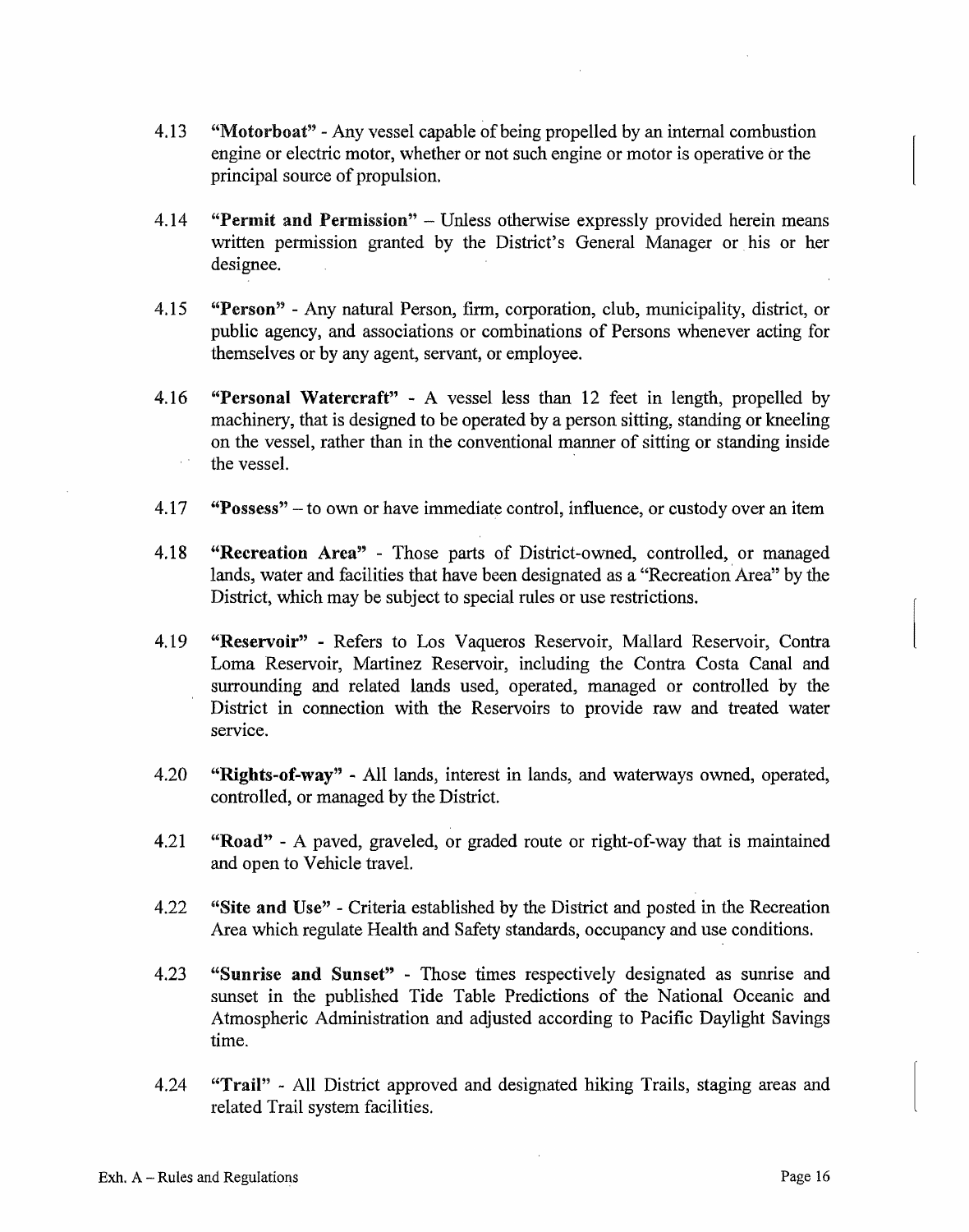4.13 **"Motorboat"** - Any vessel capable of being propelled by an internal combustion engine or electric motor, whether or not such engine or motor is operative or the principal source of propulsion.

4.14 **"Permit and Permission"** – Unless otherwise expressly provided herein means written permission granted by the District's General Manager or his or her designee.

4.15 **"Person"** - Any natural Person, firm, corporation, club, municipality, district, or public agency, and associations or combinations of Persons whenever acting for themselves or by any agent, servant, or employee.

4.16 **"Personal Watercraft"** - A vessel less than 12 feet in length, propelled by machinery, that is designed to be operated by a person sitting, standing or kneeling on the vessel, rather than in the conventional manner of sitting or standing inside the vessel.

4.17 **"Possess"** – to own or have immediate control, influence, or custody over an item

4.18 **"Recreation Area"** - Those parts of District-owned, controlled, or managed lands, water and facilities that have been designated as a "Recreation Area" by the District, which may be subject to special rules or use restrictions.

4.19 **"Reservoir"** - Refers to Los Vaqueros Reservoir, Mallard Reservoir, Contra Loma Reservoir, Martinez Reservoir, including the Contra Costa Canal and surrounding and related lands used, operated, managed or controlled by the District in connection with the Reservoirs to provide raw and treated water service.

4.20 **"Rights-of-way"** - All lands, interest in lands, and waterways owned, operated, controlled, or managed by the District.

4.21 **"Road"** - A paved, graveled, or graded route or right-of-way that is maintained and open to Vehicle travel.

4.22 **"Site and Use"** - Criteria established by the District and posted in the Recreation Area which regulate Health and Safety standards, occupancy and use conditions.

4.23 **"Sunrise and Sunset"** - Those times respectively designated as sunrise and sunset in the published Tide Table Predictions of the National Oceanic and Atmospheric Administration and adjusted according to Pacific Daylight Savings time.

4.24 **"Trail"** - All District approved and designated hiking Trails, staging areas and related Trail system facilities.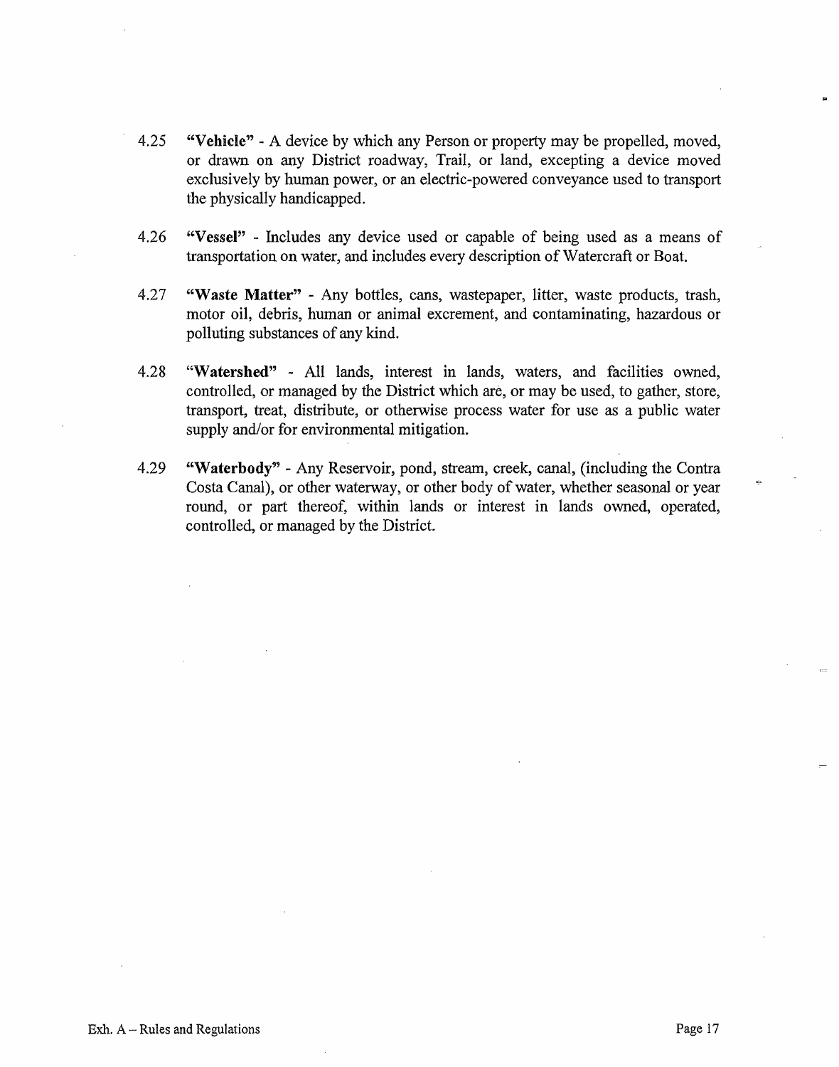4.25 **"Vehicle"** - A device by which any Person or property may be propelled, moved, or drawn on any District roadway, Trail, or land, excepting a device moved exclusively by human power, or an electric-powered conveyance used to transport the physically handicapped.

4.26 **"Vessel"** - Includes any device used or capable of being used as a means of transportation on water, and includes every description of Watercraft or Boat.

4.27 **"Waste Matter"** - Any bottles, cans, wastepaper, litter, waste products, trash, motor oil, debris, human or animal excrement, and contaminating, hazardous or polluting substances of any kind.

4.28 **"Watershed"** - All lands, interest in lands, waters, and facilities owned, controlled, or managed by the District which are, or may be used, to gather, store, transport, treat, distribute, or otherwise process water for use as a public water supply and/or for environmental mitigation.

4.29 **"Waterbody"** - Any Reservoir, pond, stream, creek, canal, (including the Contra Costa Canal), or other waterway, or other body of water, whether seasonal or year round, or part thereof, within lands or interest in lands owned, operated, controlled, or managed by the District.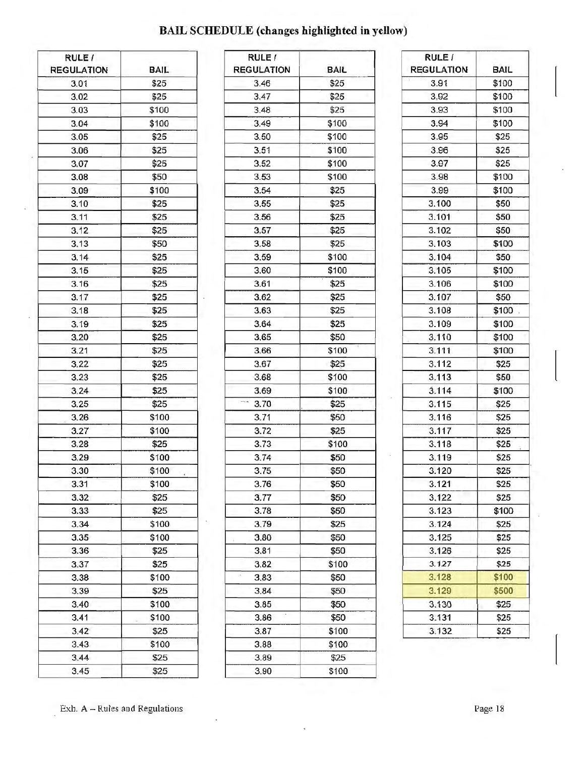# BAIL SCHEDULE (changes highlighted in yellow)

| RULE / REGULATION | BAIL |
|---|---|
| 3.01 | $25 |
| 3.02 | $25 |
| 3.03 | $100 |
| 3.04 | $100 |
| 3.05 | $25 |
| 3.06 | $25 |
| 3.07 | $25 |
| 3.08 | $50 |
| 3.09 | $100 |
| 3.10 | $25 |
| 3.11 | $25 |
| 3.12 | $25 |
| 3.13 | $50 |
| 3.14 | $25 |
| 3.15 | $25 |
| 3.16 | $25 |
| 3.17 | $25 |
| 3.18 | $25 |
| 3.19 | $25 |
| 3.20 | $25 |
| 3.21 | $25 |
| 3.22 | $25 |
| 3.23 | $25 |
| 3.24 | $25 |
| 3.25 | $25 |
| 3.26 | $100 |
| 3.27 | $100 |
| 3.28 | $25 |
| 3.29 | $100 |
| 3.30 | $100 |
| 3.31 | $100 |
| 3.32 | $25 |
| 3.33 | $25 |
| 3.34 | $100 |
| 3.35 | $100 |
| 3.36 | $25 |
| 3.37 | $25 |
| 3.38 | $100 |
| 3.39 | $25 |
| 3.40 | $100 |
| 3.41 | $100 |
| 3.42 | $25 |
| 3.43 | $100 |
| 3.44 | $25 |
| 3.45 | $25 |

| RULE / REGULATION | BAIL |
|---|---|
| 3.46 | $25 |
| 3.47 | $25 |
| 3.48 | $25 |
| 3.49 | $100 |
| 3.50 | $100 |
| 3.51 | $100 |
| 3.52 | $100 |
| 3.53 | $100 |
| 3.54 | $25 |
| 3.55 | $25 |
| 3.56 | $25 |
| 3.57 | $25 |
| 3.58 | $25 |
| 3.59 | $100 |
| 3.60 | $100 |
| 3.61 | $25 |
| 3.62 | $25 |
| 3.63 | $25 |
| 3.64 | $25 |
| 3.65 | $50 |
| 3.66 | $100 |
| 3.67 | $25 |
| 3.68 | $100 |
| 3.69 | $100 |
| 3.70 | $25 |
| 3.71 | $50 |
| 3.72 | $25 |
| 3.73 | $100 |
| 3.74 | $50 |
| 3.75 | $50 |
| 3.76 | $50 |
| 3.77 | $50 |
| 3.78 | $50 |
| 3.79 | $25 |
| 3.80 | $50 |
| 3.81 | $50 |
| 3.82 | $100 |
| 3.83 | $50 |
| 3.84 | $50 |
| 3.85 | $50 |
| 3.86 | $50 |
| 3.87 | $100 |
| 3.88 | $100 |
| 3.89 | $25 |
| 3.90 | $100 |

| RULE / REGULATION | BAIL |
|---|---|
| 3.91 | $100 |
| 3.92 | $100 |
| 3.93 | $100 |
| 3.94 | $100 |
| 3.95 | $25 |
| 3.96 | $25 |
| 3.97 | $25 |
| 3.98 | $100 |
| 3.99 | $100 |
| 3.100 | $50 |
| 3.101 | $50 |
| 3.102 | $50 |
| 3.103 | $100 |
| 3.104 | $50 |
| 3.105 | $100 |
| 3.106 | $100 |
| 3.107 | $50 |
| 3.108 | $100 |
| 3.109 | $100 |
| 3.110 | $100 |
| 3.111 | $100 |
| 3.112 | $25 |
| 3.113 | $50 |
| 3.114 | $100 |
| 3.115 | $25 |
| 3.116 | $25 |
| 3.117 | $25 |
| 3.118 | $25 |
| 3.119 | $25 |
| 3.120 | $25 |
| 3.121 | $25 |
| 3.122 | $25 |
| 3.123 | $100 |
| 3.124 | $25 |
| 3.125 | $25 |
| 3.126 | $25 |
| 3.127 | $25 |
| 3.128 | $100 |
| 3.129 | $500 |
| 3.130 | $25 |
| 3.131 | $25 |
| 3.132 | $25 |

Exh. A – Rules and Regulations